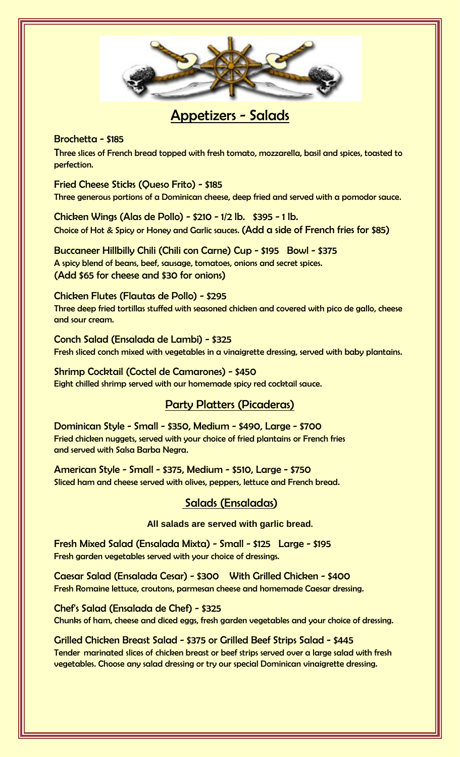# Appetizers - Salads

**Brochetta - $185**

Three slices of French bread topped with fresh tomato, mozzarella, basil and spices, toasted to perfection.

**Fried Cheese Sticks (Queso Frito) - $185**

Three generous portions of a Dominican cheese, deep fried and served with a pomodor sauce.

**Chicken Wings (Alas de Pollo) - $210 - 1/2 lb. $395 - 1 lb.**

Choice of Hot & Spicy or Honey and Garlic sauces. (Add a side of French fries for $85)

**Buccaneer Hillbilly Chili (Chili con Carne) Cup - $195 Bowl - $375**

A spicy blend of beans, beef, sausage, tomatoes, onions and secret spices.
(Add $65 for cheese and $30 for onions)

**Chicken Flutes (Flautas de Pollo) - $295**

Three deep fried tortillas stuffed with seasoned chicken and covered with pico de gallo, cheese and sour cream.

**Conch Salad (Ensalada de Lambi) - $325**

Fresh sliced conch mixed with vegetables in a vinaigrette dressing, served with baby plantains.

**Shrimp Cocktail (Coctel de Camarones) - $450**

Eight chilled shrimp served with our homemade spicy red cocktail sauce.

## Party Platters (Picaderas)

**Dominican Style - Small - $350, Medium - $490, Large - $700**

Fried chicken nuggets, served with your choice of fried plantains or French fries and served with Salsa Barba Negra.

**American Style - Small - $375, Medium - $510, Large - $750**

Sliced ham and cheese served with olives, peppers, lettuce and French bread.

## Salads (Ensaladas)

**All salads are served with garlic bread.**

**Fresh Mixed Salad (Ensalada Mixta) - Small - $125 Large - $195**

Fresh garden vegetables served with your choice of dressings.

**Caesar Salad (Ensalada Cesar) - $300 With Grilled Chicken - $400**

Fresh Romaine lettuce, croutons, parmesan cheese and homemade Caesar dressing.

**Chef's Salad (Ensalada de Chef) - $325**

Chunks of ham, cheese and diced eggs, fresh garden vegetables and your choice of dressing.

**Grilled Chicken Breast Salad - $375 or Grilled Beef Strips Salad - $445**

Tender marinated slices of chicken breast or beef strips served over a large salad with fresh vegetables. Choose any salad dressing or try our special Dominican vinaigrette dressing.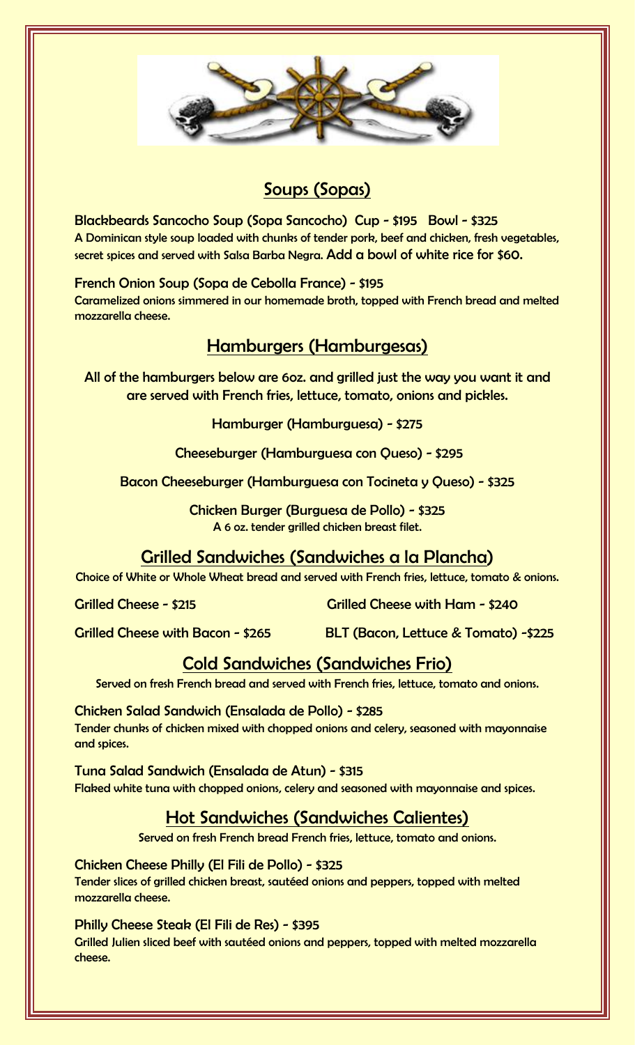## Soups (Sopas)

**Blackbeards Sancocho Soup (Sopa Sancocho) Cup - $195 Bowl - $325**
A Dominican style soup loaded with chunks of tender pork, beef and chicken, fresh vegetables, secret spices and served with Salsa Barba Negra. Add a bowl of white rice for $60.

**French Onion Soup (Sopa de Cebolla France) - $195**
Caramelized onions simmered in our homemade broth, topped with French bread and melted mozzarella cheese.

## Hamburgers (Hamburgesas)

All of the hamburgers below are 6oz. and grilled just the way you want it and are served with French fries, lettuce, tomato, onions and pickles.

Hamburger (Hamburguesa) - $275

Cheeseburger (Hamburguesa con Queso) - $295

Bacon Cheeseburger (Hamburguesa con Tocineta y Queso) - $325

Chicken Burger (Burguesa de Pollo) - $325
A 6 oz. tender grilled chicken breast filet.

## Grilled Sandwiches (Sandwiches a la Plancha)

Choice of White or Whole Wheat bread and served with French fries, lettuce, tomato & onions.

Grilled Cheese - $215

Grilled Cheese with Ham - $240

Grilled Cheese with Bacon - $265

BLT (Bacon, Lettuce & Tomato) -$225

## Cold Sandwiches (Sandwiches Frio)

Served on fresh French bread and served with French fries, lettuce, tomato and onions.

**Chicken Salad Sandwich (Ensalada de Pollo) - $285**
Tender chunks of chicken mixed with chopped onions and celery, seasoned with mayonnaise and spices.

**Tuna Salad Sandwich (Ensalada de Atun) - $315**
Flaked white tuna with chopped onions, celery and seasoned with mayonnaise and spices.

## Hot Sandwiches (Sandwiches Calientes)

Served on fresh French bread French fries, lettuce, tomato and onions.

**Chicken Cheese Philly (El Fili de Pollo) - $325**
Tender slices of grilled chicken breast, sautéed onions and peppers, topped with melted mozzarella cheese.

**Philly Cheese Steak (El Fili de Res) - $395**
Grilled Julien sliced beef with sautéed onions and peppers, topped with melted mozzarella cheese.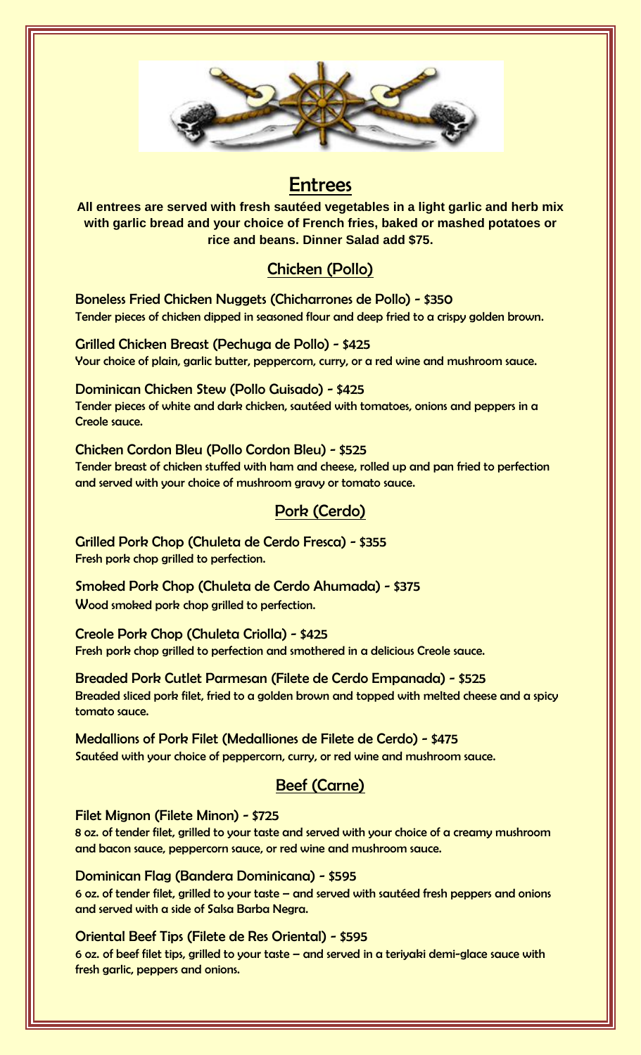# Entrees

**All entrees are served with fresh sautéed vegetables in a light garlic and herb mix with garlic bread and your choice of French fries, baked or mashed potatoes or rice and beans. Dinner Salad add $75.**

## Chicken (Pollo)

**Boneless Fried Chicken Nuggets (Chicharrones de Pollo) - $350**
Tender pieces of chicken dipped in seasoned flour and deep fried to a crispy golden brown.

**Grilled Chicken Breast (Pechuga de Pollo) - $425**
Your choice of plain, garlic butter, peppercorn, curry, or a red wine and mushroom sauce.

**Dominican Chicken Stew (Pollo Guisado) - $425**
Tender pieces of white and dark chicken, sautéed with tomatoes, onions and peppers in a Creole sauce.

**Chicken Cordon Bleu (Pollo Cordon Bleu) - $525**
Tender breast of chicken stuffed with ham and cheese, rolled up and pan fried to perfection and served with your choice of mushroom gravy or tomato sauce.

## Pork (Cerdo)

**Grilled Pork Chop (Chuleta de Cerdo Fresca) - $355**
Fresh pork chop grilled to perfection.

**Smoked Pork Chop (Chuleta de Cerdo Ahumada) - $375**
Wood smoked pork chop grilled to perfection.

**Creole Pork Chop (Chuleta Criolla) - $425**
Fresh pork chop grilled to perfection and smothered in a delicious Creole sauce.

**Breaded Pork Cutlet Parmesan (Filete de Cerdo Empanada) - $525**
Breaded sliced pork filet, fried to a golden brown and topped with melted cheese and a spicy tomato sauce.

**Medallions of Pork Filet (Medalliones de Filete de Cerdo) - $475**
Sautéed with your choice of peppercorn, curry, or red wine and mushroom sauce.

## Beef (Carne)

**Filet Mignon (Filete Minon) - $725**
8 oz. of tender filet, grilled to your taste and served with your choice of a creamy mushroom and bacon sauce, peppercorn sauce, or red wine and mushroom sauce.

**Dominican Flag (Bandera Dominicana) - $595**
6 oz. of tender filet, grilled to your taste – and served with sautéed fresh peppers and onions and served with a side of Salsa Barba Negra.

**Oriental Beef Tips (Filete de Res Oriental) - $595**
6 oz. of beef filet tips, grilled to your taste – and served in a teriyaki demi-glace sauce with fresh garlic, peppers and onions.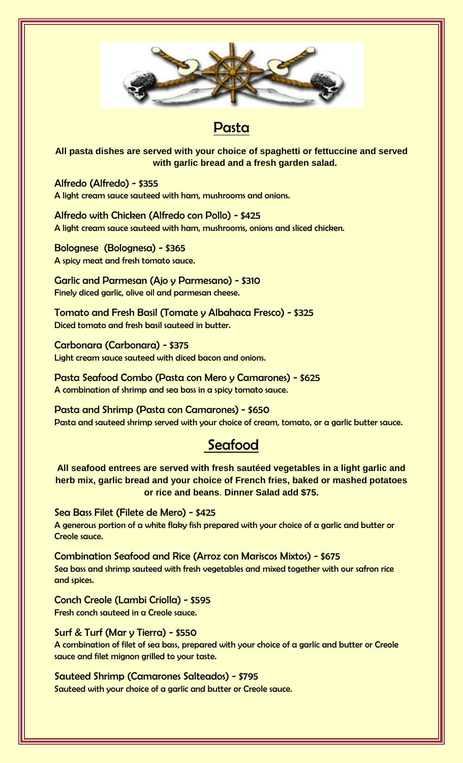## Pasta

**All pasta dishes are served with your choice of spaghetti or fettuccine and served with garlic bread and a fresh garden salad.**

### Alfredo (Alfredo) - $355
A light cream sauce sauteed with ham, mushrooms and onions.

### Alfredo with Chicken (Alfredo con Pollo) - $425
A light cream sauce sauteed with ham, mushrooms, onions and sliced chicken.

### Bolognese (Bolognesa) - $365
A spicy meat and fresh tomato sauce.

### Garlic and Parmesan (Ajo y Parmesano) - $310
Finely diced garlic, olive oil and parmesan cheese.

### Tomato and Fresh Basil (Tomate y Albahaca Fresco) - $325
Diced tomato and fresh basil sauteed in butter.

### Carbonara (Carbonara) - $375
Light cream sauce sauteed with diced bacon and onions.

### Pasta Seafood Combo (Pasta con Mero y Camarones) - $625
A combination of shrimp and sea bass in a spicy tomato sauce.

### Pasta and Shrimp (Pasta con Camarones) - $650
Pasta and sauteed shrimp served with your choice of cream, tomato, or a garlic butter sauce.

## Seafood

**All seafood entrees are served with fresh sautéed vegetables in a light garlic and herb mix, garlic bread and your choice of French fries, baked or mashed potatoes or rice and beans. Dinner Salad add $75.**

### Sea Bass Filet (Filete de Mero) - $425
A generous portion of a white flaky fish prepared with your choice of a garlic and butter or Creole sauce.

### Combination Seafood and Rice (Arroz con Mariscos Mixtos) - $675
Sea bass and shrimp sauteed with fresh vegetables and mixed together with our safron rice and spices.

### Conch Creole (Lambi Criolla) - $595
Fresh conch sauteed in a Creole sauce.

### Surf & Turf (Mar y Tierra) - $550
A combination of filet of sea bass, prepared with your choice of a garlic and butter or Creole sauce and filet mignon grilled to your taste.

### Sauteed Shrimp (Camarones Salteados) - $795
Sauteed with your choice of a garlic and butter or Creole sauce.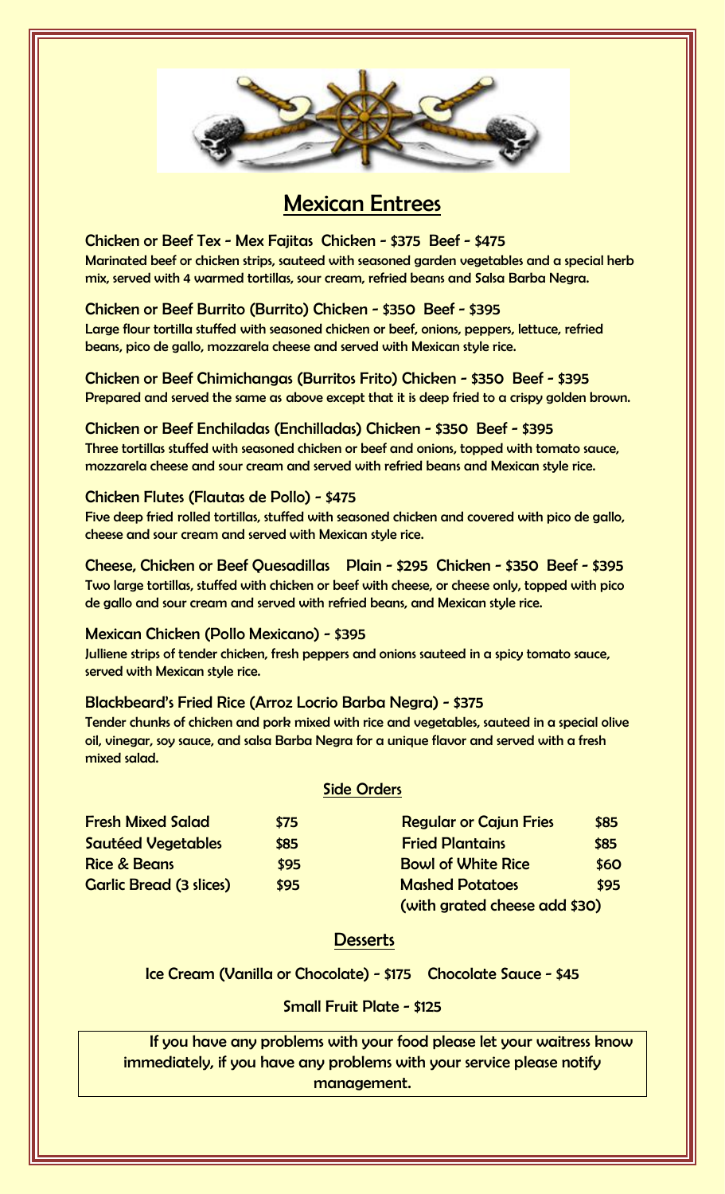# Mexican Entrees

### Chicken or Beef Tex - Mex Fajitas Chicken - $375 Beef - $475

Marinated beef or chicken strips, sauteed with seasoned garden vegetables and a special herb mix, served with 4 warmed tortillas, sour cream, refried beans and Salsa Barba Negra.

### Chicken or Beef Burrito (Burrito) Chicken - $350 Beef - $395

Large flour tortilla stuffed with seasoned chicken or beef, onions, peppers, lettuce, refried beans, pico de gallo, mozzarela cheese and served with Mexican style rice.

### Chicken or Beef Chimichangas (Burritos Frito) Chicken - $350 Beef - $395

Prepared and served the same as above except that it is deep fried to a crispy golden brown.

### Chicken or Beef Enchiladas (Enchilladas) Chicken - $350 Beef - $395

Three tortillas stuffed with seasoned chicken or beef and onions, topped with tomato sauce, mozzarela cheese and sour cream and served with refried beans and Mexican style rice.

### Chicken Flutes (Flautas de Pollo) - $475

Five deep fried rolled tortillas, stuffed with seasoned chicken and covered with pico de gallo, cheese and sour cream and served with Mexican style rice.

### Cheese, Chicken or Beef Quesadillas Plain - $295 Chicken - $350 Beef - $395

Two large tortillas, stuffed with chicken or beef with cheese, or cheese only, topped with pico de gallo and sour cream and served with refried beans, and Mexican style rice.

### Mexican Chicken (Pollo Mexicano) - $395

Julliene strips of tender chicken, fresh peppers and onions sauteed in a spicy tomato sauce, served with Mexican style rice.

### Blackbeard's Fried Rice (Arroz Locrio Barba Negra) - $375

Tender chunks of chicken and pork mixed with rice and vegetables, sauteed in a special olive oil, vinegar, soy sauce, and salsa Barba Negra for a unique flavor and served with a fresh mixed salad.

## Side Orders

| | | | |
|---|---|---|---|
| Fresh Mixed Salad | $75 | Regular or Cajun Fries | $85 |
| Sautéed Vegetables | $85 | Fried Plantains | $85 |
| Rice & Beans | $95 | Bowl of White Rice | $60 |
| Garlic Bread (3 slices) | $95 | Mashed Potatoes (with grated cheese add $30) | $95 |

## Desserts

Ice Cream (Vanilla or Chocolate) - $175 Chocolate Sauce - $45

Small Fruit Plate - $125

If you have any problems with your food please let your waitress know immediately, if you have any problems with your service please notify management.